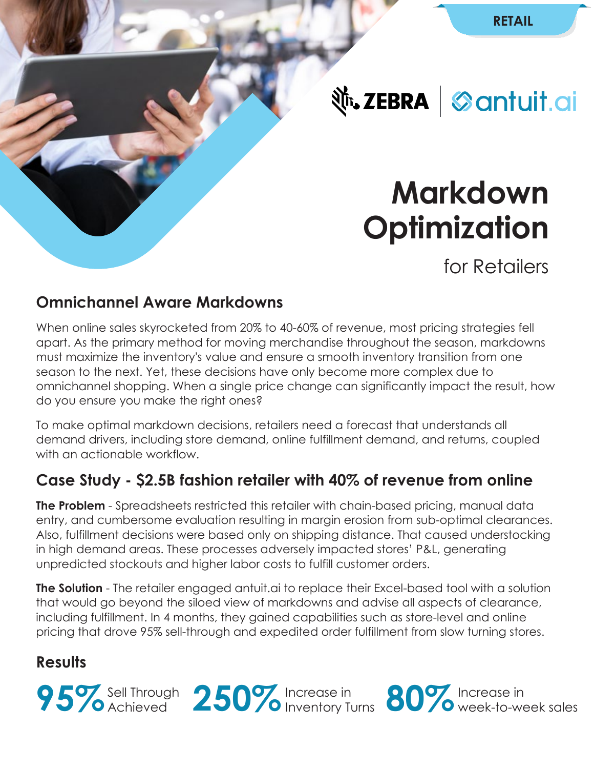RETAIL

ZEBRA | antuit.ai

# Markdown Optimization

for Retailers

## Omnichannel Aware Markdowns

When online sales skyrocketed from 20% to 40-60% of revenue, most pricing strategies fell apart. As the primary method for moving merchandise throughout the season, markdowns must maximize the inventory's value and ensure a smooth inventory transition from one season to the next. Yet, these decisions have only become more complex due to omnichannel shopping. When a single price change can significantly impact the result, how do you ensure you make the right ones?

To make optimal markdown decisions, retailers need a forecast that understands all demand drivers, including store demand, online fulfillment demand, and returns, coupled with an actionable workflow.

## Case Study - $2.5B fashion retailer with 40% of revenue from online

**The Problem** - Spreadsheets restricted this retailer with chain-based pricing, manual data entry, and cumbersome evaluation resulting in margin erosion from sub-optimal clearances. Also, fulfillment decisions were based only on shipping distance. That caused understocking in high demand areas. These processes adversely impacted stores' P&L, generating unpredicted stockouts and higher labor costs to fulfill customer orders.

**The Solution** - The retailer engaged antuit.ai to replace their Excel-based tool with a solution that would go beyond the siloed view of markdowns and advise all aspects of clearance, including fulfillment. In 4 months, they gained capabilities such as store-level and online pricing that drove 95% sell-through and expedited order fulfillment from slow turning stores.

## Results

**95%** Sell Through Achieved

**250%** Increase in Inventory Turns

**80%** Increase in week-to-week sales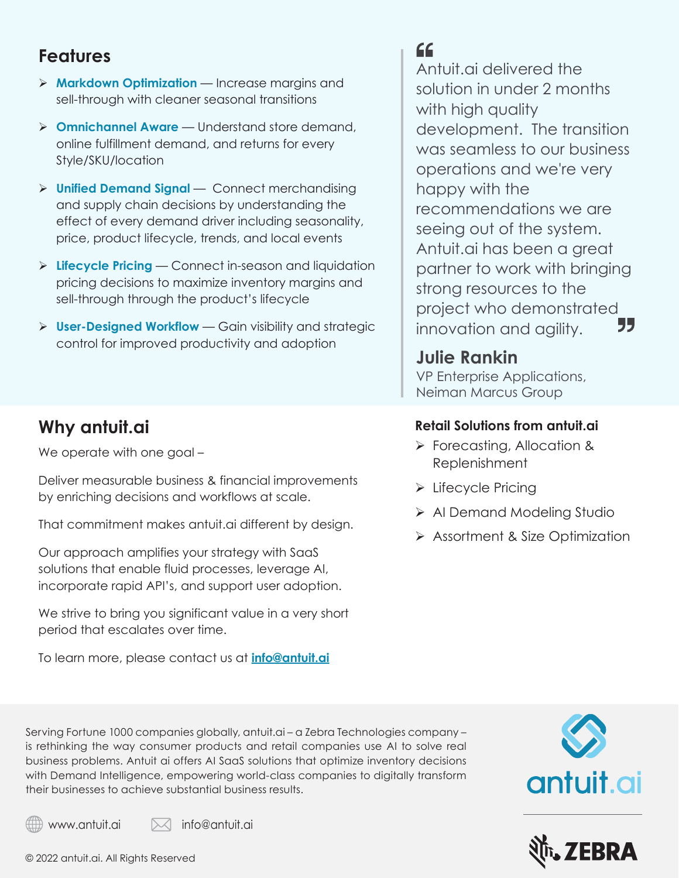## Features

- **Markdown Optimization** — Increase margins and sell-through with cleaner seasonal transitions
- **Omnichannel Aware** — Understand store demand, online fulfillment demand, and returns for every Style/SKU/location
- **Unified Demand Signal** — Connect merchandising and supply chain decisions by understanding the effect of every demand driver including seasonality, price, product lifecycle, trends, and local events
- **Lifecycle Pricing** — Connect in-season and liquidation pricing decisions to maximize inventory margins and sell-through through the product's lifecycle
- **User-Designed Workflow** — Gain visibility and strategic control for improved productivity and adoption

> "Antuit.ai delivered the solution in under 2 months with high quality development. The transition was seamless to our business operations and we're very happy with the recommendations we are seeing out of the system. Antuit.ai has been a great partner to work with bringing strong resources to the project who demonstrated innovation and agility."

**Julie Rankin**
VP Enterprise Applications, Neiman Marcus Group

## Why antuit.ai

We operate with one goal –

Deliver measurable business & financial improvements by enriching decisions and workflows at scale.

That commitment makes antuit.ai different by design.

Our approach amplifies your strategy with SaaS solutions that enable fluid processes, leverage AI, incorporate rapid API's, and support user adoption.

We strive to bring you significant value in a very short period that escalates over time.

To learn more, please contact us at info@antuit.ai

### Retail Solutions from antuit.ai

- Forecasting, Allocation & Replenishment
- Lifecycle Pricing
- AI Demand Modeling Studio
- Assortment & Size Optimization

Serving Fortune 1000 companies globally, antuit.ai – a Zebra Technologies company – is rethinking the way consumer products and retail companies use AI to solve real business problems. Antuit ai offers AI SaaS solutions that optimize inventory decisions with Demand Intelligence, empowering world-class companies to digitally transform their businesses to achieve substantial business results.

www.antuit.ai    info@antuit.ai

antuit.ai

ZEBRA

© 2022 antuit.ai. All Rights Reserved